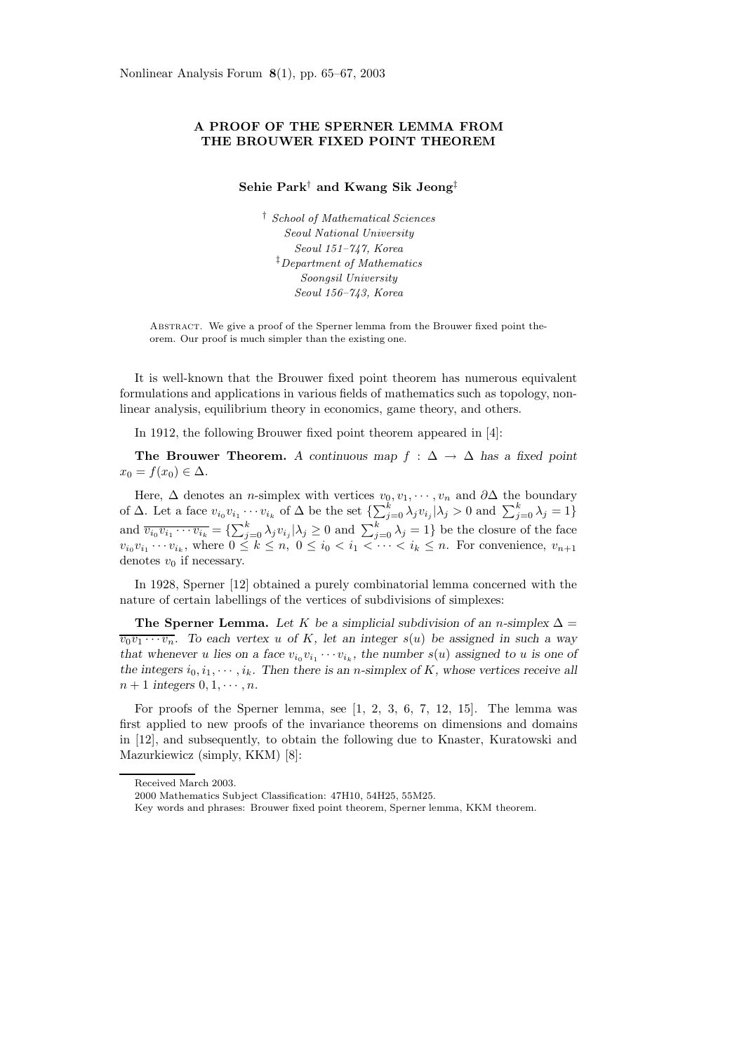# A PROOF OF THE SPERNER LEMMA FROM THE BROUWER FIXED POINT THEOREM

**Sehie Park**[†] **and Kwang Sik Jeong**[‡]

[†] *School of Mathematical Sciences*
*Seoul National University*
*Seoul 151–747, Korea*
[‡] *Department of Mathematics*
*Soongsil University*
*Seoul 156–743, Korea*

Abstract. We give a proof of the Sperner lemma from the Brouwer fixed point theorem. Our proof is much simpler than the existing one.

It is well-known that the Brouwer fixed point theorem has numerous equivalent formulations and applications in various fields of mathematics such as topology, nonlinear analysis, equilibrium theory in economics, game theory, and others.

In 1912, the following Brouwer fixed point theorem appeared in [4]:

**The Brouwer Theorem.** *A continuous map $f : \Delta \to \Delta$ has a fixed point $x_0 = f(x_0) \in \Delta$.*

Here, $\Delta$ denotes an $n$-simplex with vertices $v_0, v_1, \cdots, v_n$ and $\partial\Delta$ the boundary of $\Delta$. Let a face $v_{i_0}v_{i_1}\cdots v_{i_k}$ of $\Delta$ be the set $\{\sum_{j=0}^{k} \lambda_j v_{i_j} | \lambda_j > 0 \text{ and } \sum_{j=0}^{k} \lambda_j = 1\}$ and $\overline{v_{i_0}v_{i_1}\cdots v_{i_k}} = \{\sum_{j=0}^{k} \lambda_j v_{i_j} | \lambda_j \geq 0 \text{ and } \sum_{j=0}^{k} \lambda_j = 1\}$ be the closure of the face $v_{i_0}v_{i_1}\cdots v_{i_k}$, where $0 \leq k \leq n$, $0 \leq i_0 < i_1 < \cdots < i_k \leq n$. For convenience, $v_{n+1}$ denotes $v_0$ if necessary.

In 1928, Sperner [12] obtained a purely combinatorial lemma concerned with the nature of certain labellings of the vertices of subdivisions of simplexes:

**The Sperner Lemma.** *Let $K$ be a simplicial subdivision of an $n$-simplex $\Delta = \overline{v_0v_1\cdots v_n}$. To each vertex $u$ of $K$, let an integer $s(u)$ be assigned in such a way that whenever $u$ lies on a face $v_{i_0}v_{i_1}\cdots v_{i_k}$, the number $s(u)$ assigned to $u$ is one of the integers $i_0, i_1, \cdots, i_k$. Then there is an $n$-simplex of $K$, whose vertices receive all $n+1$ integers $0, 1, \cdots, n$.*

For proofs of the Sperner lemma, see [1, 2, 3, 6, 7, 12, 15]. The lemma was first applied to new proofs of the invariance theorems on dimensions and domains in [12], and subsequently, to obtain the following due to Knaster, Kuratowski and Mazurkiewicz (simply, KKM) [8]:

---

Received March 2003.

2000 Mathematics Subject Classification: 47H10, 54H25, 55M25.

Key words and phrases: Brouwer fixed point theorem, Sperner lemma, KKM theorem.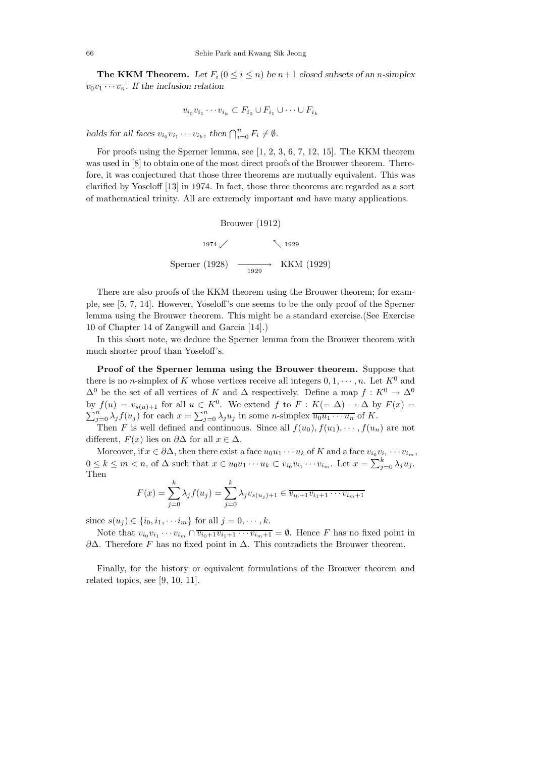**The KKM Theorem.** *Let $F_i$ $(0 \le i \le n)$ be $n+1$ closed subsets of an $n$-simplex $\overline{v_0 v_1 \cdots v_n}$. If the inclusion relation*

$$v_{i_0} v_{i_1} \cdots v_{i_k} \subset F_{i_0} \cup F_{i_1} \cup \cdots \cup F_{i_k}$$

*holds for all faces $v_{i_0} v_{i_1} \cdots v_{i_k}$, then $\bigcap_{i=0}^n F_i \neq \emptyset$.*

For proofs using the Sperner lemma, see [1, 2, 3, 6, 7, 12, 15]. The KKM theorem was used in [8] to obtain one of the most direct proofs of the Brouwer theorem. Therefore, it was conjectured that those three theorems are mutually equivalent. This was clarified by Yoseloff [13] in 1974. In fact, those three theorems are regarded as a sort of mathematical trinity. All are extremely important and have many applications.

$$\begin{array}{ccc} & \text{Brouwer (1912)} & \\ {}^{1974}\swarrow & & \nwarrow {}^{1929} \\ \text{Sperner (1928)} & \xrightarrow[1929]{} & \text{KKM (1929)} \end{array}$$

There are also proofs of the KKM theorem using the Brouwer theorem; for example, see [5, 7, 14]. However, Yoseloff's one seems to be the only proof of the Sperner lemma using the Brouwer theorem. This might be a standard exercise.(See Exercise 10 of Chapter 14 of Zangwill and Garcia [14].)

In this short note, we deduce the Sperner lemma from the Brouwer theorem with much shorter proof than Yoseloff's.

**Proof of the Sperner lemma using the Brouwer theorem.** Suppose that there is no $n$-simplex of $K$ whose vertices receive all integers $0, 1, \cdots, n$. Let $K^0$ and $\Delta^0$ be the set of all vertices of $K$ and $\Delta$ respectively. Define a map $f : K^0 \to \Delta^0$ by $f(u) = v_{s(u)+1}$ for all $u \in K^0$. We extend $f$ to $F : K(= \Delta) \to \Delta$ by $F(x) = \sum_{j=0}^n \lambda_j f(u_j)$ for each $x = \sum_{j=0}^n \lambda_j u_j$ in some $n$-simplex $\overline{u_0 u_1 \cdots u_n}$ of $K$.

Then $F$ is well defined and continuous. Since all $f(u_0), f(u_1), \cdots, f(u_n)$ are not different, $F(x)$ lies on $\partial\Delta$ for all $x \in \Delta$.

Moreover, if $x \in \partial\Delta$, then there exist a face $u_0 u_1 \cdots u_k$ of $K$ and a face $v_{i_0} v_{i_1} \cdots v_{i_m}$, $0 \le k \le m < n$, of $\Delta$ such that $x \in u_0 u_1 \cdots u_k \subset v_{i_0} v_{i_1} \cdots v_{i_m}$. Let $x = \sum_{j=0}^k \lambda_j u_j$. Then

$$F(x) = \sum_{j=0}^k \lambda_j f(u_j) = \sum_{j=0}^k \lambda_j v_{s(u_j)+1} \in \overline{v_{i_0+1} v_{i_1+1} \cdots v_{i_m+1}}$$

since $s(u_j) \in \{i_0, i_1, \cdots i_m\}$ for all $j = 0, \cdots, k$.

Note that $v_{i_0} v_{i_1} \cdots v_{i_m} \cap \overline{v_{i_0+1} v_{i_1+1} \cdots v_{i_m+1}} = \emptyset$. Hence $F$ has no fixed point in $\partial\Delta$. Therefore $F$ has no fixed point in $\Delta$. This contradicts the Brouwer theorem.

Finally, for the history or equivalent formulations of the Brouwer theorem and related topics, see [9, 10, 11].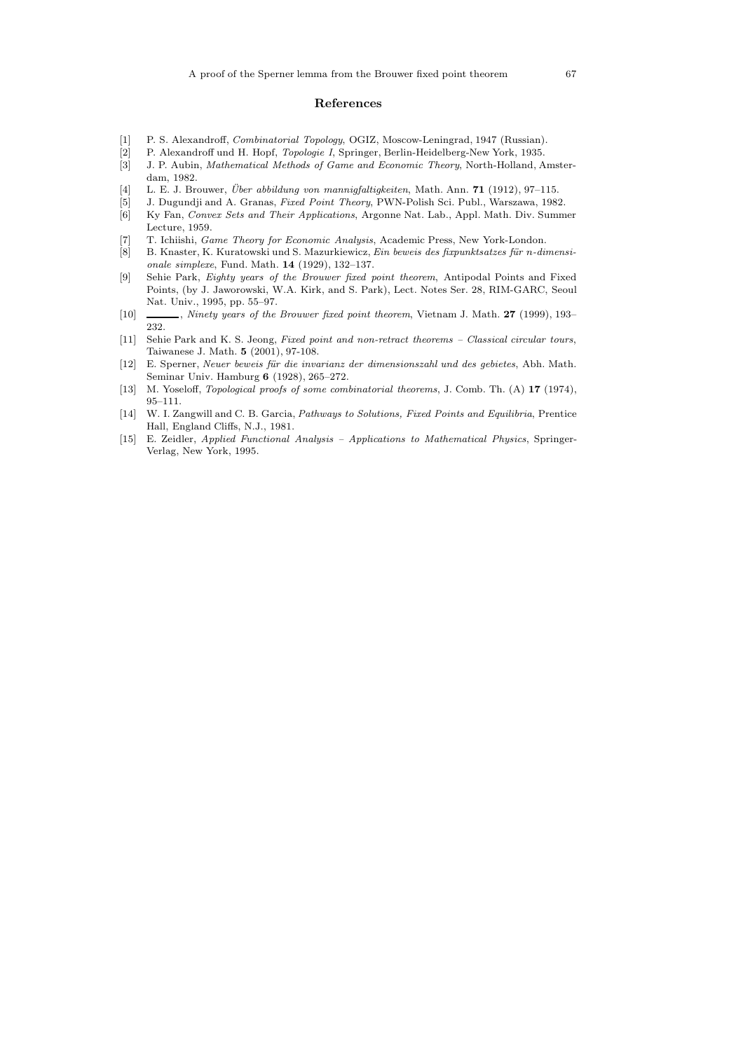## References

[1] P. S. Alexandroff, *Combinatorial Topology*, OGIZ, Moscow-Leningrad, 1947 (Russian).

[2] P. Alexandroff und H. Hopf, *Topologie I*, Springer, Berlin-Heidelberg-New York, 1935.

[3] J. P. Aubin, *Mathematical Methods of Game and Economic Theory*, North-Holland, Amsterdam, 1982.

[4] L. E. J. Brouwer, *Über abbildung von mannigfaltigkeiten*, Math. Ann. **71** (1912), 97–115.

[5] J. Dugundji and A. Granas, *Fixed Point Theory*, PWN-Polish Sci. Publ., Warszawa, 1982.

[6] Ky Fan, *Convex Sets and Their Applications*, Argonne Nat. Lab., Appl. Math. Div. Summer Lecture, 1959.

[7] T. Ichiishi, *Game Theory for Economic Analysis*, Academic Press, New York-London.

[8] B. Knaster, K. Kuratowski und S. Mazurkiewicz, *Ein beweis des fixpunktsatzes für n-dimensionale simplexe*, Fund. Math. **14** (1929), 132–137.

[9] Sehie Park, *Eighty years of the Brouwer fixed point theorem*, Antipodal Points and Fixed Points, (by J. Jaworowski, W.A. Kirk, and S. Park), Lect. Notes Ser. 28, RIM-GARC, Seoul Nat. Univ., 1995, pp. 55–97.

[10] ______, *Ninety years of the Brouwer fixed point theorem*, Vietnam J. Math. **27** (1999), 193–232.

[11] Sehie Park and K. S. Jeong, *Fixed point and non-retract theorems – Classical circular tours*, Taiwanese J. Math. **5** (2001), 97-108.

[12] E. Sperner, *Neuer beweis für die invarianz der dimensionszahl und des gebietes*, Abh. Math. Seminar Univ. Hamburg **6** (1928), 265–272.

[13] M. Yoseloff, *Topological proofs of some combinatorial theorems*, J. Comb. Th. (A) **17** (1974), 95–111.

[14] W. I. Zangwill and C. B. Garcia, *Pathways to Solutions, Fixed Points and Equilibria*, Prentice Hall, England Cliffs, N.J., 1981.

[15] E. Zeidler, *Applied Functional Analysis – Applications to Mathematical Physics*, Springer-Verlag, New York, 1995.